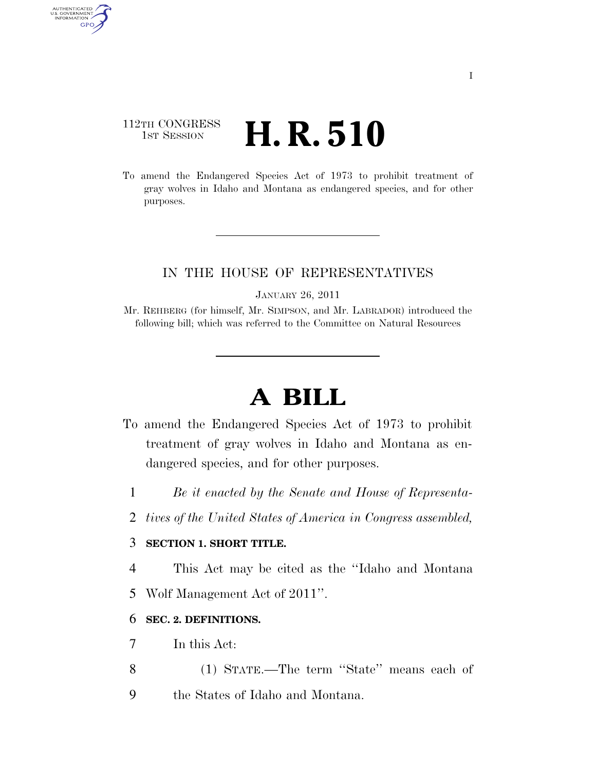112TH CONGRESS
1ST SESSION

# H. R. 510

To amend the Endangered Species Act of 1973 to prohibit treatment of gray wolves in Idaho and Montana as endangered species, and for other purposes.

IN THE HOUSE OF REPRESENTATIVES

JANUARY 26, 2011

Mr. REHBERG (for himself, Mr. SIMPSON, and Mr. LABRADOR) introduced the following bill; which was referred to the Committee on Natural Resources

# A BILL

To amend the Endangered Species Act of 1973 to prohibit treatment of gray wolves in Idaho and Montana as endangered species, and for other purposes.

*Be it enacted by the Senate and House of Representatives of the United States of America in Congress assembled,*

**SECTION 1. SHORT TITLE.**

This Act may be cited as the ''Idaho and Montana Wolf Management Act of 2011''.

**SEC. 2. DEFINITIONS.**

In this Act:

(1) STATE.—The term ''State'' means each of the States of Idaho and Montana.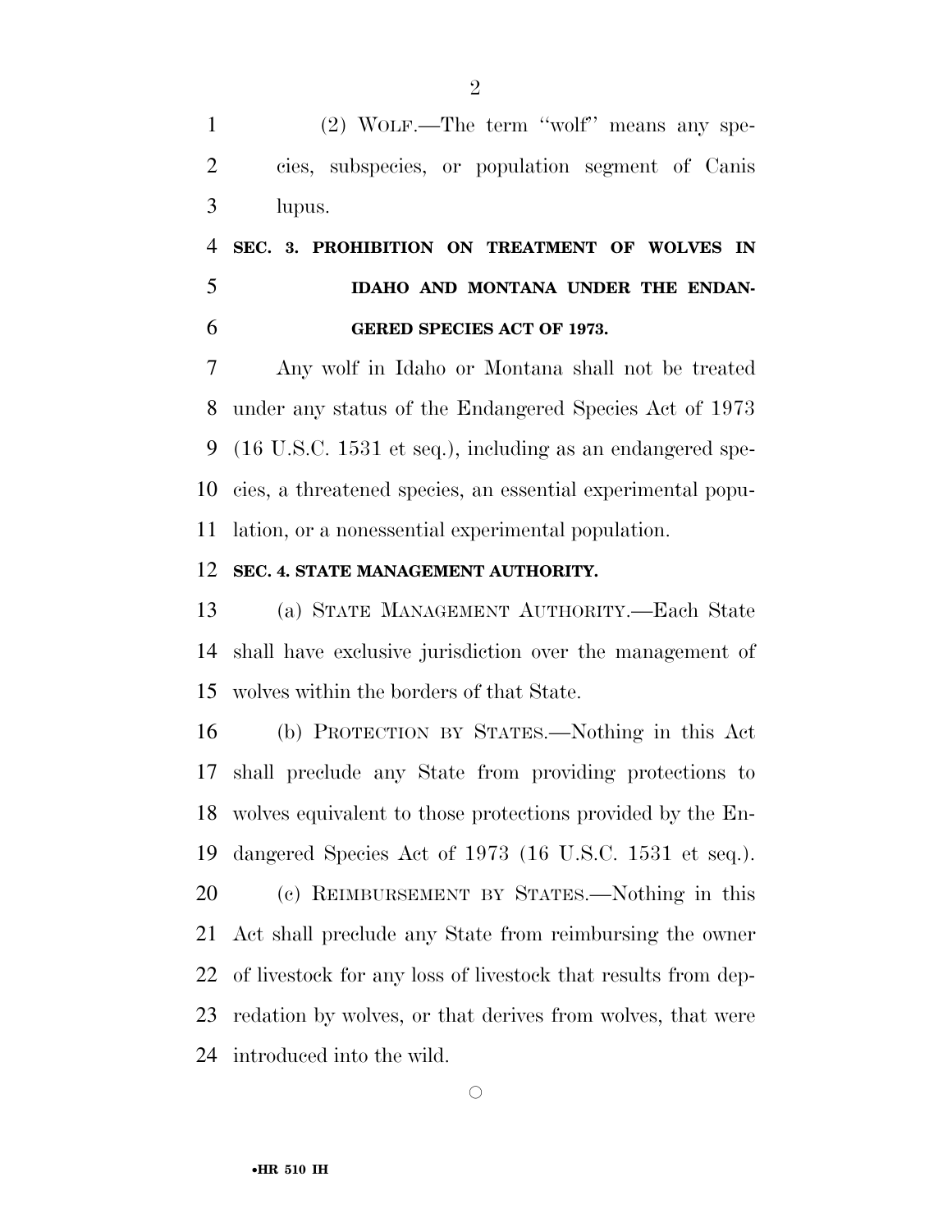(2) WOLF.—The term ''wolf'' means any species, subspecies, or population segment of Canis lupus.

## SEC. 3. PROHIBITION ON TREATMENT OF WOLVES IN IDAHO AND MONTANA UNDER THE ENDANGERED SPECIES ACT OF 1973.

Any wolf in Idaho or Montana shall not be treated under any status of the Endangered Species Act of 1973 (16 U.S.C. 1531 et seq.), including as an endangered species, a threatened species, an essential experimental population, or a nonessential experimental population.

## SEC. 4. STATE MANAGEMENT AUTHORITY.

(a) STATE MANAGEMENT AUTHORITY.—Each State shall have exclusive jurisdiction over the management of wolves within the borders of that State.

(b) PROTECTION BY STATES.—Nothing in this Act shall preclude any State from providing protections to wolves equivalent to those protections provided by the Endangered Species Act of 1973 (16 U.S.C. 1531 et seq.).

(c) REIMBURSEMENT BY STATES.—Nothing in this Act shall preclude any State from reimbursing the owner of livestock for any loss of livestock that results from depredation by wolves, or that derives from wolves, that were introduced into the wild.

○